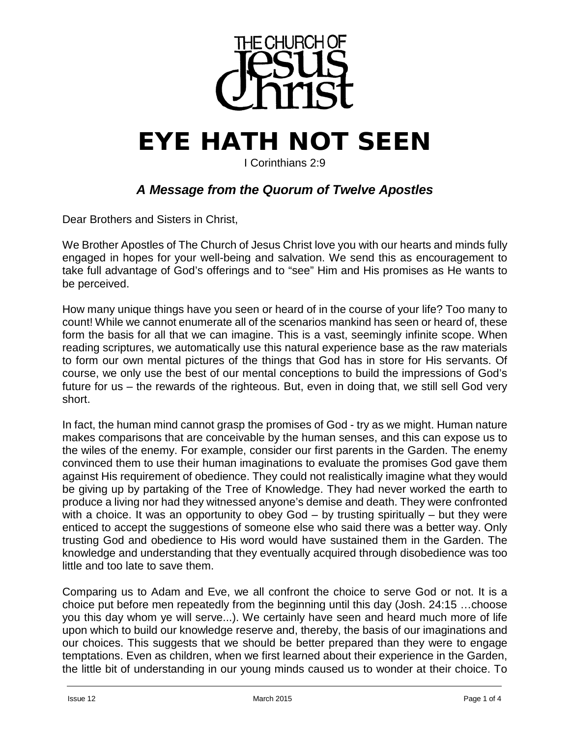THE CHURCH OF Jesus Christ

# EYE HATH NOT SEEN

I Corinthians 2:9

### *A Message from the Quorum of Twelve Apostles*

Dear Brothers and Sisters in Christ,

We Brother Apostles of The Church of Jesus Christ love you with our hearts and minds fully engaged in hopes for your well-being and salvation. We send this as encouragement to take full advantage of God's offerings and to "see" Him and His promises as He wants to be perceived.

How many unique things have you seen or heard of in the course of your life? Too many to count! While we cannot enumerate all of the scenarios mankind has seen or heard of, these form the basis for all that we can imagine. This is a vast, seemingly infinite scope. When reading scriptures, we automatically use this natural experience base as the raw materials to form our own mental pictures of the things that God has in store for His servants. Of course, we only use the best of our mental conceptions to build the impressions of God's future for us – the rewards of the righteous. But, even in doing that, we still sell God very short.

In fact, the human mind cannot grasp the promises of God - try as we might. Human nature makes comparisons that are conceivable by the human senses, and this can expose us to the wiles of the enemy. For example, consider our first parents in the Garden. The enemy convinced them to use their human imaginations to evaluate the promises God gave them against His requirement of obedience. They could not realistically imagine what they would be giving up by partaking of the Tree of Knowledge. They had never worked the earth to produce a living nor had they witnessed anyone's demise and death. They were confronted with a choice. It was an opportunity to obey God – by trusting spiritually – but they were enticed to accept the suggestions of someone else who said there was a better way. Only trusting God and obedience to His word would have sustained them in the Garden. The knowledge and understanding that they eventually acquired through disobedience was too little and too late to save them.

Comparing us to Adam and Eve, we all confront the choice to serve God or not. It is a choice put before men repeatedly from the beginning until this day (Josh. 24:15 …choose you this day whom ye will serve...). We certainly have seen and heard much more of life upon which to build our knowledge reserve and, thereby, the basis of our imaginations and our choices. This suggests that we should be better prepared than they were to engage temptations. Even as children, when we first learned about their experience in the Garden, the little bit of understanding in our young minds caused us to wonder at their choice. To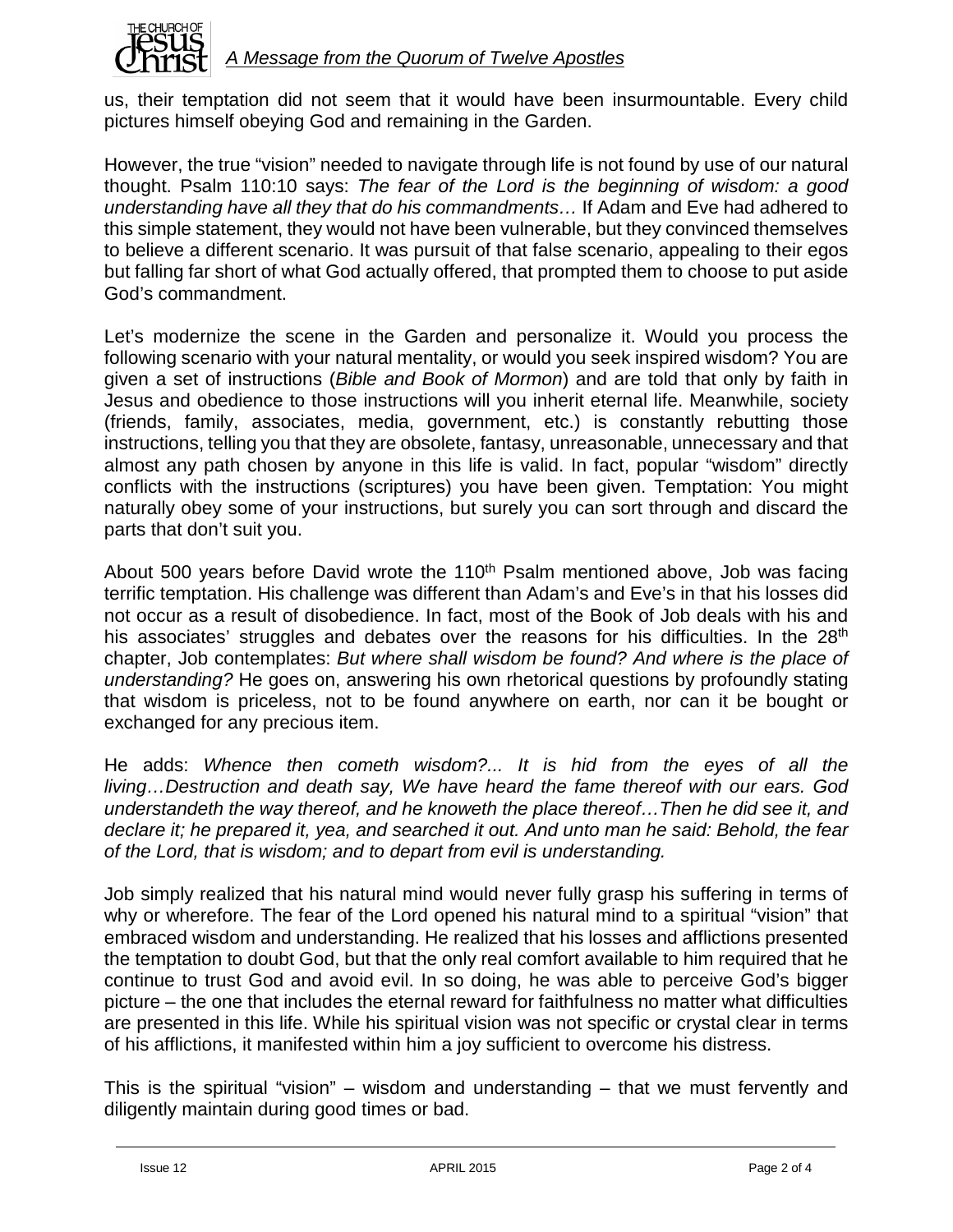us, their temptation did not seem that it would have been insurmountable. Every child pictures himself obeying God and remaining in the Garden.

However, the true "vision" needed to navigate through life is not found by use of our natural thought. Psalm 110:10 says: *The fear of the Lord is the beginning of wisdom: a good understanding have all they that do his commandments…* If Adam and Eve had adhered to this simple statement, they would not have been vulnerable, but they convinced themselves to believe a different scenario. It was pursuit of that false scenario, appealing to their egos but falling far short of what God actually offered, that prompted them to choose to put aside God's commandment.

Let's modernize the scene in the Garden and personalize it. Would you process the following scenario with your natural mentality, or would you seek inspired wisdom? You are given a set of instructions (*Bible and Book of Mormon*) and are told that only by faith in Jesus and obedience to those instructions will you inherit eternal life. Meanwhile, society (friends, family, associates, media, government, etc.) is constantly rebutting those instructions, telling you that they are obsolete, fantasy, unreasonable, unnecessary and that almost any path chosen by anyone in this life is valid. In fact, popular "wisdom" directly conflicts with the instructions (scriptures) you have been given. Temptation: You might naturally obey some of your instructions, but surely you can sort through and discard the parts that don't suit you.

About 500 years before David wrote the 110th Psalm mentioned above, Job was facing terrific temptation. His challenge was different than Adam's and Eve's in that his losses did not occur as a result of disobedience. In fact, most of the Book of Job deals with his and his associates' struggles and debates over the reasons for his difficulties. In the 28th chapter, Job contemplates: *But where shall wisdom be found? And where is the place of understanding?* He goes on, answering his own rhetorical questions by profoundly stating that wisdom is priceless, not to be found anywhere on earth, nor can it be bought or exchanged for any precious item.

He adds: *Whence then cometh wisdom?... It is hid from the eyes of all the living…Destruction and death say, We have heard the fame thereof with our ears. God understandeth the way thereof, and he knoweth the place thereof…Then he did see it, and declare it; he prepared it, yea, and searched it out. And unto man he said: Behold, the fear of the Lord, that is wisdom; and to depart from evil is understanding.*

Job simply realized that his natural mind would never fully grasp his suffering in terms of why or wherefore. The fear of the Lord opened his natural mind to a spiritual "vision" that embraced wisdom and understanding. He realized that his losses and afflictions presented the temptation to doubt God, but that the only real comfort available to him required that he continue to trust God and avoid evil. In so doing, he was able to perceive God's bigger picture – the one that includes the eternal reward for faithfulness no matter what difficulties are presented in this life. While his spiritual vision was not specific or crystal clear in terms of his afflictions, it manifested within him a joy sufficient to overcome his distress.

This is the spiritual "vision" – wisdom and understanding – that we must fervently and diligently maintain during good times or bad.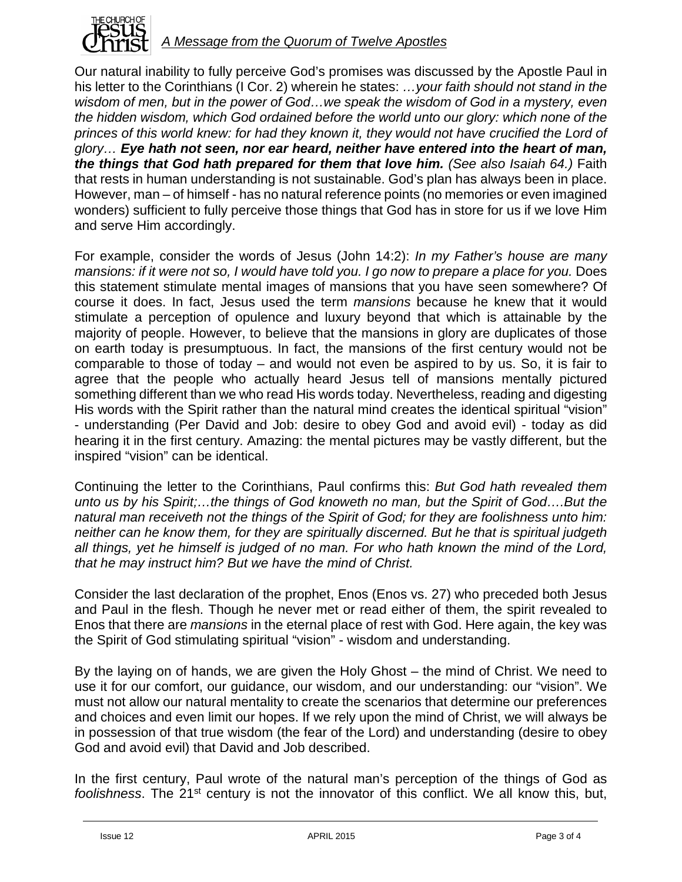Our natural inability to fully perceive God's promises was discussed by the Apostle Paul in his letter to the Corinthians (I Cor. 2) wherein he states: *…your faith should not stand in the wisdom of men, but in the power of God…we speak the wisdom of God in a mystery, even the hidden wisdom, which God ordained before the world unto our glory: which none of the princes of this world knew: for had they known it, they would not have crucified the Lord of glory…* ***Eye hath not seen, nor ear heard, neither have entered into the heart of man, the things that God hath prepared for them that love him.*** *(See also Isaiah 64.)* Faith that rests in human understanding is not sustainable. God's plan has always been in place. However, man – of himself - has no natural reference points (no memories or even imagined wonders) sufficient to fully perceive those things that God has in store for us if we love Him and serve Him accordingly.

For example, consider the words of Jesus (John 14:2): *In my Father's house are many mansions: if it were not so, I would have told you. I go now to prepare a place for you.* Does this statement stimulate mental images of mansions that you have seen somewhere? Of course it does. In fact, Jesus used the term *mansions* because he knew that it would stimulate a perception of opulence and luxury beyond that which is attainable by the majority of people. However, to believe that the mansions in glory are duplicates of those on earth today is presumptuous. In fact, the mansions of the first century would not be comparable to those of today – and would not even be aspired to by us. So, it is fair to agree that the people who actually heard Jesus tell of mansions mentally pictured something different than we who read His words today. Nevertheless, reading and digesting His words with the Spirit rather than the natural mind creates the identical spiritual "vision" - understanding (Per David and Job: desire to obey God and avoid evil) - today as did hearing it in the first century. Amazing: the mental pictures may be vastly different, but the inspired "vision" can be identical.

Continuing the letter to the Corinthians, Paul confirms this: *But God hath revealed them unto us by his Spirit;…the things of God knoweth no man, but the Spirit of God….But the natural man receiveth not the things of the Spirit of God; for they are foolishness unto him: neither can he know them, for they are spiritually discerned. But he that is spiritual judgeth all things, yet he himself is judged of no man. For who hath known the mind of the Lord, that he may instruct him? But we have the mind of Christ.*

Consider the last declaration of the prophet, Enos (Enos vs. 27) who preceded both Jesus and Paul in the flesh. Though he never met or read either of them, the spirit revealed to Enos that there are *mansions* in the eternal place of rest with God. Here again, the key was the Spirit of God stimulating spiritual "vision" - wisdom and understanding.

By the laying on of hands, we are given the Holy Ghost – the mind of Christ. We need to use it for our comfort, our guidance, our wisdom, and our understanding: our "vision". We must not allow our natural mentality to create the scenarios that determine our preferences and choices and even limit our hopes. If we rely upon the mind of Christ, we will always be in possession of that true wisdom (the fear of the Lord) and understanding (desire to obey God and avoid evil) that David and Job described.

In the first century, Paul wrote of the natural man's perception of the things of God as *foolishness*. The 21st century is not the innovator of this conflict. We all know this, but,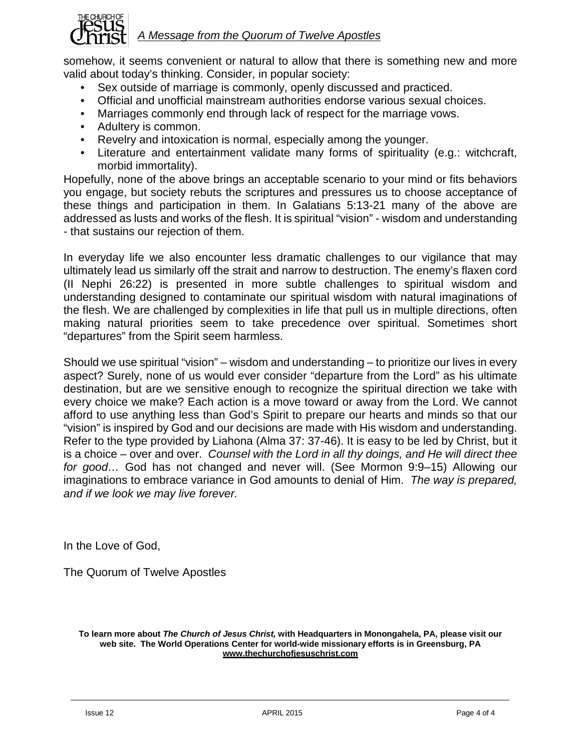somehow, it seems convenient or natural to allow that there is something new and more valid about today's thinking. Consider, in popular society:

- Sex outside of marriage is commonly, openly discussed and practiced.
- Official and unofficial mainstream authorities endorse various sexual choices.
- Marriages commonly end through lack of respect for the marriage vows.
- Adultery is common.
- Revelry and intoxication is normal, especially among the younger.
- Literature and entertainment validate many forms of spirituality (e.g.: witchcraft, morbid immortality).

Hopefully, none of the above brings an acceptable scenario to your mind or fits behaviors you engage, but society rebuts the scriptures and pressures us to choose acceptance of these things and participation in them. In Galatians 5:13-21 many of the above are addressed as lusts and works of the flesh. It is spiritual "vision" - wisdom and understanding - that sustains our rejection of them.

In everyday life we also encounter less dramatic challenges to our vigilance that may ultimately lead us similarly off the strait and narrow to destruction. The enemy's flaxen cord (II Nephi 26:22) is presented in more subtle challenges to spiritual wisdom and understanding designed to contaminate our spiritual wisdom with natural imaginations of the flesh. We are challenged by complexities in life that pull us in multiple directions, often making natural priorities seem to take precedence over spiritual. Sometimes short "departures" from the Spirit seem harmless.

Should we use spiritual "vision" – wisdom and understanding – to prioritize our lives in every aspect? Surely, none of us would ever consider "departure from the Lord" as his ultimate destination, but are we sensitive enough to recognize the spiritual direction we take with every choice we make? Each action is a move toward or away from the Lord. We cannot afford to use anything less than God's Spirit to prepare our hearts and minds so that our "vision" is inspired by God and our decisions are made with His wisdom and understanding. Refer to the type provided by Liahona (Alma 37: 37-46). It is easy to be led by Christ, but it is a choice – over and over. *Counsel with the Lord in all thy doings, and He will direct thee for good…* God has not changed and never will. (See Mormon 9:9–15) Allowing our imaginations to embrace variance in God amounts to denial of Him. *The way is prepared, and if we look we may live forever.*

In the Love of God,

The Quorum of Twelve Apostles

**To learn more about *The Church of Jesus Christ,* with Headquarters in Monongahela, PA, please visit our web site. The World Operations Center for world-wide missionary efforts is in Greensburg, PA**
**www.thechurchofjesuschrist.com**